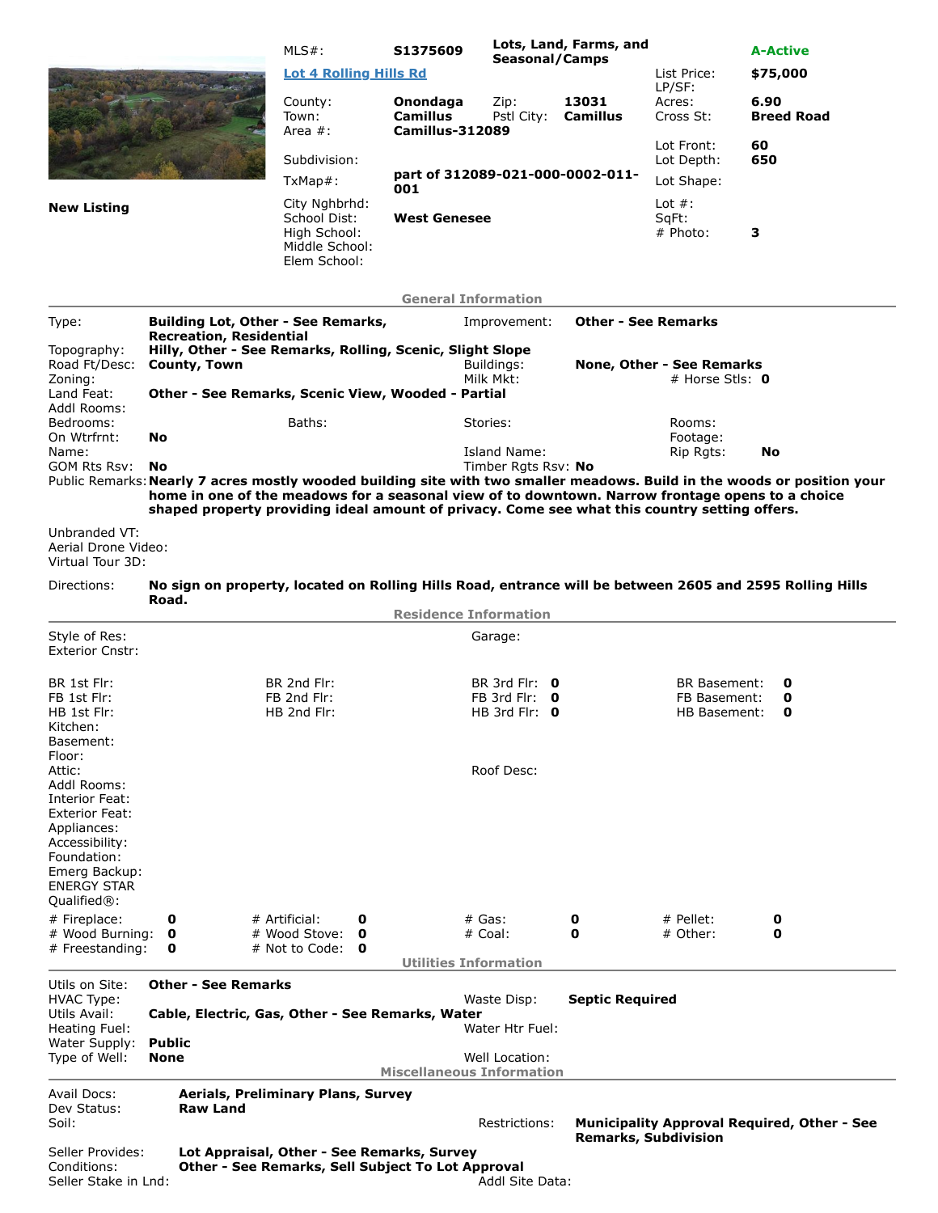| | | | | | |
|---|---|---|---|---|---|
| MLS#: | **S1375609** | **Lots, Land, Farms, and Seasonal/Camps** | | | **A-Active** |
| **Lot 4 Rolling Hills Rd** | | | | List Price: | **$75,000** |
| | | | | LP/SF: | |
| County: | **Onondaga** | Zip: | **13031** | Acres: | **6.90** |
| Town: | **Camillus** | Pstl City: | **Camillus** | Cross St: | **Breed Road** |
| Area #: | **Camillus-312089** | | | | |
| Subdivision: | | | | Lot Front: | **60** |
| | | | | Lot Depth: | **650** |
| TxMap#: | **part of 312089-021-000-0002-011-001** | | | Lot Shape: | |
| City Nghbrhd: | | | | Lot #: | |
| School Dist: | **West Genesee** | | | SqFt: | |
| High School: | | | | # Photo: | **3** |
| Middle School: | | | | | |
| Elem School: | | | | | |

**New Listing**

## General Information

Type: **Building Lot, Other - See Remarks, Recreation, Residential**
Improvement: **Other - See Remarks**
Topography: **Hilly, Other - See Remarks, Rolling, Scenic, Slight Slope**
Road Ft/Desc: **County, Town**
Buildings: **None, Other - See Remarks**
Zoning:
Milk Mkt:
# Horse Stls: **0**
Land Feat: **Other - See Remarks, Scenic View, Wooded - Partial**
Addl Rooms:
Bedrooms:
Baths:
Stories:
Rooms:
On Wtrfrnt: **No**
Footage:
Name:
Island Name:
Rip Rgts: **No**
GOM Rts Rsv: **No**
Timber Rgts Rsv: **No**

Public Remarks: **Nearly 7 acres mostly wooded building site with two smaller meadows. Build in the woods or position your home in one of the meadows for a seasonal view of to downtown. Narrow frontage opens to a choice shaped property providing ideal amount of privacy. Come see what this country setting offers.**

Unbranded VT:
Aerial Drone Video:
Virtual Tour 3D:

Directions: **No sign on property, located on Rolling Hills Road, entrance will be between 2605 and 2595 Rolling Hills Road.**

## Residence Information

Style of Res:
Garage:
Exterior Cnstr:

| | | | | | | | |
|---|---|---|---|---|---|---|---|
| BR 1st Flr: | | BR 2nd Flr: | | BR 3rd Flr: | **0** | BR Basement: | **0** |
| FB 1st Flr: | | FB 2nd Flr: | | FB 3rd Flr: | **0** | FB Basement: | **0** |
| HB 1st Flr: | | HB 2nd Flr: | | HB 3rd Flr: | **0** | HB Basement: | **0** |

Kitchen:
Basement:
Floor:
Attic:
Roof Desc:
Addl Rooms:
Interior Feat:
Exterior Feat:
Appliances:
Accessibility:
Foundation:
Emerg Backup:
ENERGY STAR Qualified®:

| | | | | | | | |
|---|---|---|---|---|---|---|---|
| # Fireplace: | **0** | # Artificial: | **0** | # Gas: | **0** | # Pellet: | **0** |
| # Wood Burning: | **0** | # Wood Stove: | **0** | # Coal: | **0** | # Other: | **0** |
| # Freestanding: | **0** | # Not to Code: | **0** | | | | |

## Utilities Information

Utils on Site: **Other - See Remarks**
HVAC Type:
Waste Disp: **Septic Required**
Utils Avail: **Cable, Electric, Gas, Other - See Remarks, Water**
Heating Fuel:
Water Htr Fuel:
Water Supply: **Public**
Type of Well: **None**
Well Location:

## Miscellaneous Information

Avail Docs: **Aerials, Preliminary Plans, Survey**
Dev Status: **Raw Land**
Soil:
Restrictions: **Municipality Approval Required, Other - See Remarks, Subdivision**
Seller Provides: **Lot Appraisal, Other - See Remarks, Survey**
Conditions: **Other - See Remarks, Sell Subject To Lot Approval**
Seller Stake in Lnd:
Addl Site Data: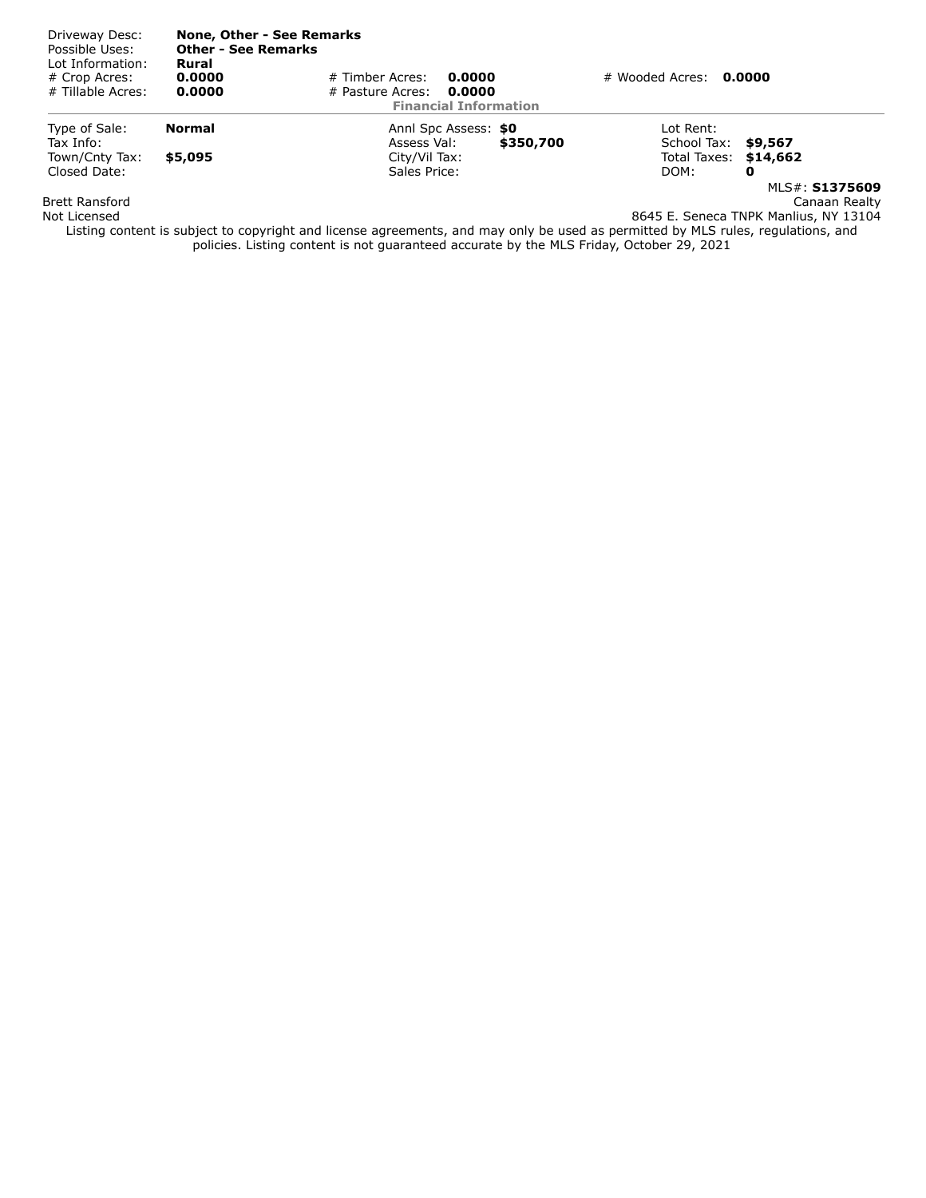| | | | | | |
|---|---|---|---|---|---|
| Driveway Desc: | **None, Other - See Remarks** | | | | |
| Possible Uses: | **Other - See Remarks** | | | | |
| Lot Information: | **Rural** | | | | |
| # Crop Acres: | **0.0000** | # Timber Acres: | **0.0000** | # Wooded Acres: | **0.0000** |
| # Tillable Acres: | **0.0000** | # Pasture Acres: | **0.0000** | | |

**Financial Information**

| | | | | | |
|---|---|---|---|---|---|
| Type of Sale: | **Normal** | Annl Spc Assess: | **$0** | Lot Rent: | |
| Tax Info: | | Assess Val: | **$350,700** | School Tax: | **$9,567** |
| Town/Cnty Tax: | **$5,095** | City/Vil Tax: | | Total Taxes: | **$14,662** |
| Closed Date: | | Sales Price: | | DOM: | **0** |

MLS#: **S1375609**

Brett Ransford
Not Licensed

Canaan Realty
8645 E. Seneca TNPK Manlius, NY 13104

Listing content is subject to copyright and license agreements, and may only be used as permitted by MLS rules, regulations, and policies. Listing content is not guaranteed accurate by the MLS Friday, October 29, 2021